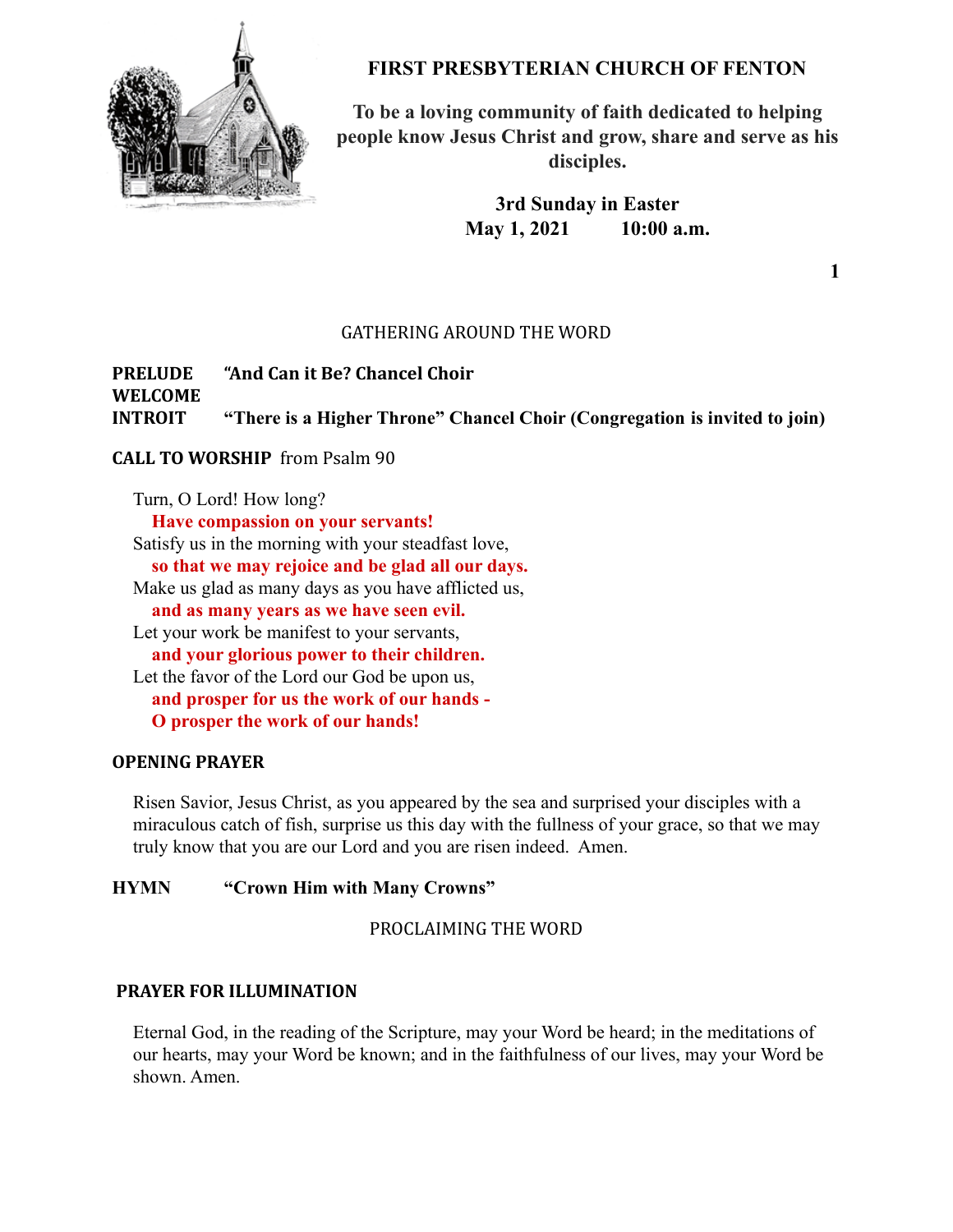# FIRST PRESBYTERIAN CHURCH OF FENTON

**To be a loving community of faith dedicated to helping people know Jesus Christ and grow, share and serve as his disciples.**

**3rd Sunday in Easter**
**May 1, 2021 10:00 a.m.**

## GATHERING AROUND THE WORD

**PRELUDE** "And Can it Be? Chancel Choir
**WELCOME**
**INTROIT** "There is a Higher Throne" Chancel Choir (Congregation is invited to join)

**CALL TO WORSHIP** from Psalm 90

Turn, O Lord! How long?
**Have compassion on your servants!**
Satisfy us in the morning with your steadfast love,
**so that we may rejoice and be glad all our days.**
Make us glad as many days as you have afflicted us,
**and as many years as we have seen evil.**
Let your work be manifest to your servants,
**and your glorious power to their children.**
Let the favor of the Lord our God be upon us,
**and prosper for us the work of our hands -**
**O prosper the work of our hands!**

**OPENING PRAYER**

Risen Savior, Jesus Christ, as you appeared by the sea and surprised your disciples with a miraculous catch of fish, surprise us this day with the fullness of your grace, so that we may truly know that you are our Lord and you are risen indeed. Amen.

**HYMN** "Crown Him with Many Crowns"

## PROCLAIMING THE WORD

**PRAYER FOR ILLUMINATION**

Eternal God, in the reading of the Scripture, may your Word be heard; in the meditations of our hearts, may your Word be known; and in the faithfulness of our lives, may your Word be shown. Amen.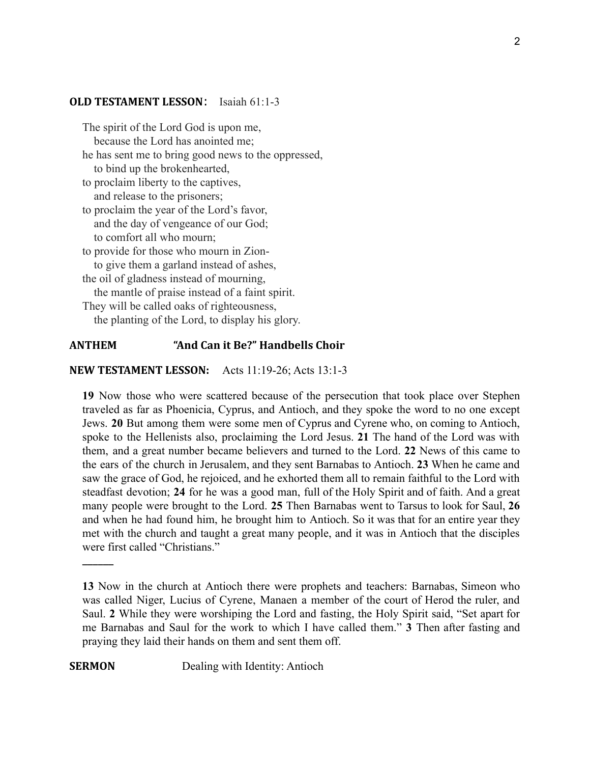**OLD TESTAMENT LESSON**: Isaiah 61:1-3

The spirit of the Lord God is upon me,
  because the Lord has anointed me;
he has sent me to bring good news to the oppressed,
  to bind up the brokenhearted,
to proclaim liberty to the captives,
  and release to the prisoners;
to proclaim the year of the Lord's favor,
  and the day of vengeance of our God;
  to comfort all who mourn;
to provide for those who mourn in Zion-
  to give them a garland instead of ashes,
the oil of gladness instead of mourning,
  the mantle of praise instead of a faint spirit.
They will be called oaks of righteousness,
  the planting of the Lord, to display his glory.

**ANTHEM "And Can it Be?" Handbells Choir**

**NEW TESTAMENT LESSON:** Acts 11:19-26; Acts 13:1-3

**19** Now those who were scattered because of the persecution that took place over Stephen traveled as far as Phoenicia, Cyprus, and Antioch, and they spoke the word to no one except Jews. **20** But among them were some men of Cyprus and Cyrene who, on coming to Antioch, spoke to the Hellenists also, proclaiming the Lord Jesus. **21** The hand of the Lord was with them, and a great number became believers and turned to the Lord. **22** News of this came to the ears of the church in Jerusalem, and they sent Barnabas to Antioch. **23** When he came and saw the grace of God, he rejoiced, and he exhorted them all to remain faithful to the Lord with steadfast devotion; **24** for he was a good man, full of the Holy Spirit and of faith. And a great many people were brought to the Lord. **25** Then Barnabas went to Tarsus to look for Saul, **26** and when he had found him, he brought him to Antioch. So it was that for an entire year they met with the church and taught a great many people, and it was in Antioch that the disciples were first called "Christians."

———

**13** Now in the church at Antioch there were prophets and teachers: Barnabas, Simeon who was called Niger, Lucius of Cyrene, Manaen a member of the court of Herod the ruler, and Saul. **2** While they were worshiping the Lord and fasting, the Holy Spirit said, "Set apart for me Barnabas and Saul for the work to which I have called them." **3** Then after fasting and praying they laid their hands on them and sent them off.

**SERMON** Dealing with Identity: Antioch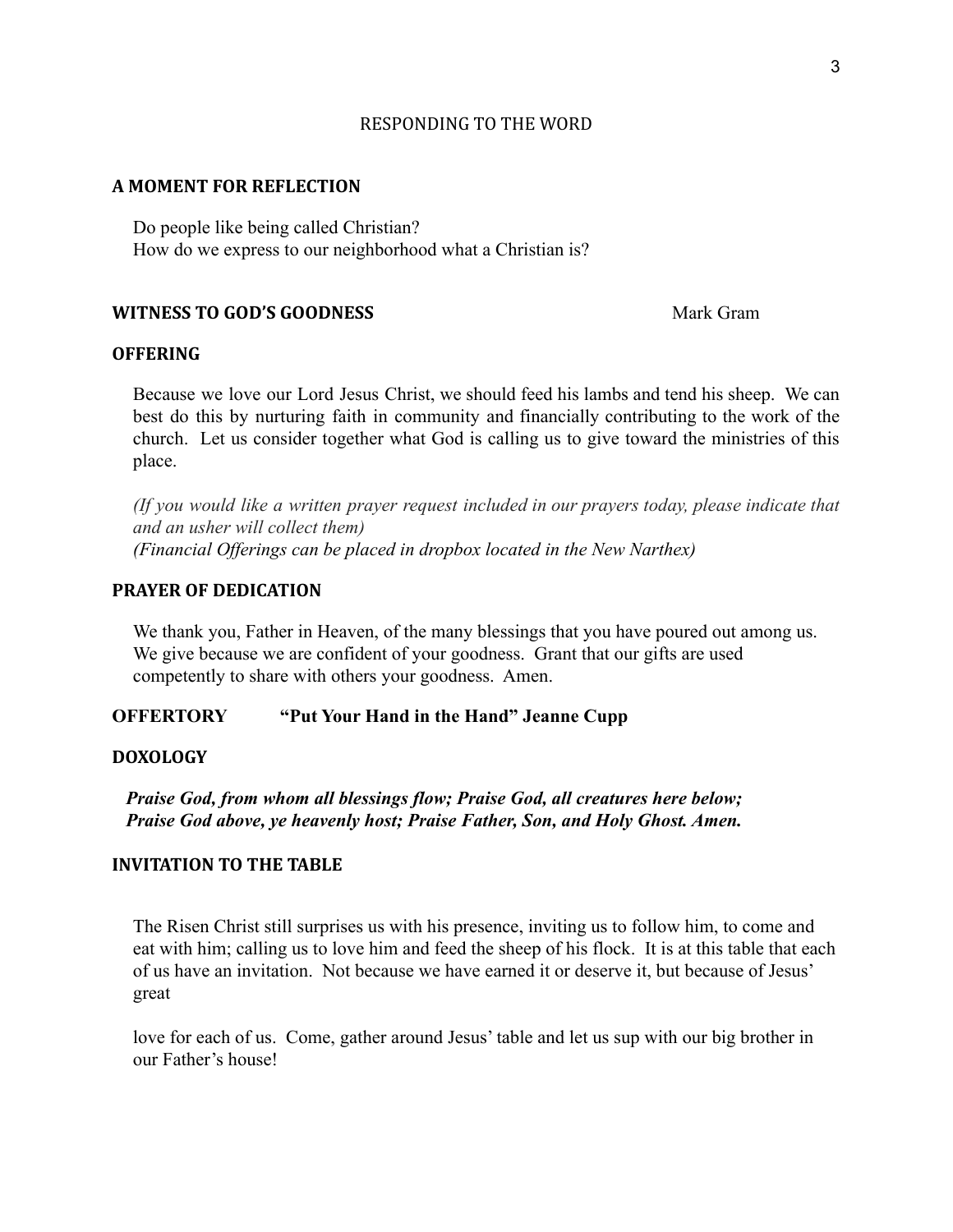## RESPONDING TO THE WORD

### A MOMENT FOR REFLECTION

Do people like being called Christian?
How do we express to our neighborhood what a Christian is?

### WITNESS TO GOD'S GOODNESS

Mark Gram

### OFFERING

Because we love our Lord Jesus Christ, we should feed his lambs and tend his sheep. We can best do this by nurturing faith in community and financially contributing to the work of the church. Let us consider together what God is calling us to give toward the ministries of this place.

*(If you would like a written prayer request included in our prayers today, please indicate that and an usher will collect them)*
*(Financial Offerings can be placed in dropbox located in the New Narthex)*

### PRAYER OF DEDICATION

We thank you, Father in Heaven, of the many blessings that you have poured out among us. We give because we are confident of your goodness. Grant that our gifts are used competently to share with others your goodness. Amen.

### OFFERTORY "Put Your Hand in the Hand" Jeanne Cupp

### DOXOLOGY

***Praise God, from whom all blessings flow; Praise God, all creatures here below;***
***Praise God above, ye heavenly host; Praise Father, Son, and Holy Ghost. Amen.***

### INVITATION TO THE TABLE

The Risen Christ still surprises us with his presence, inviting us to follow him, to come and eat with him; calling us to love him and feed the sheep of his flock. It is at this table that each of us have an invitation. Not because we have earned it or deserve it, but because of Jesus' great

love for each of us. Come, gather around Jesus' table and let us sup with our big brother in our Father's house!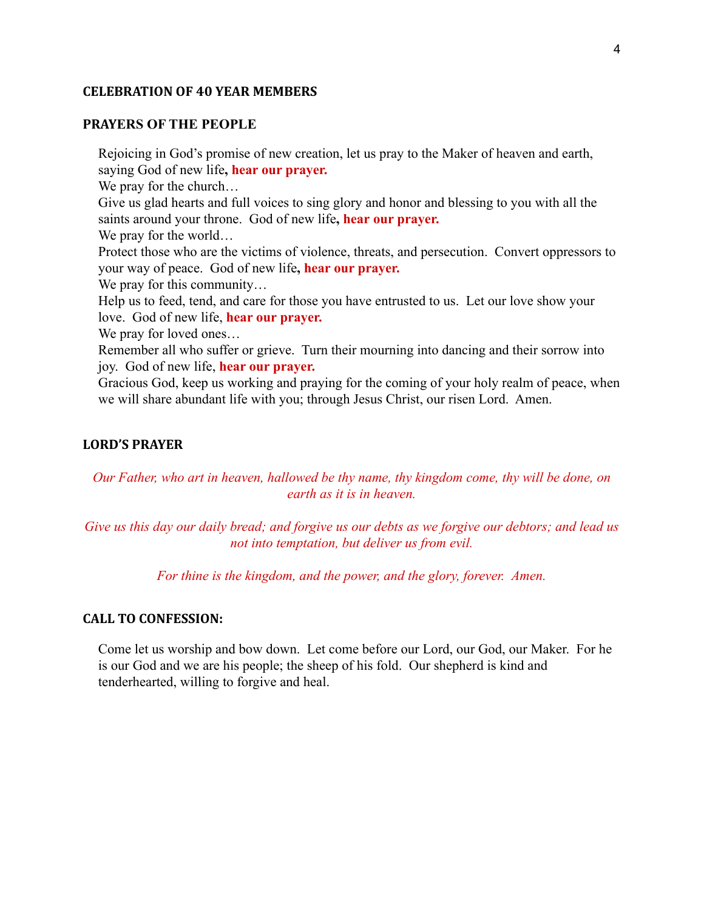## CELEBRATION OF 40 YEAR MEMBERS

## PRAYERS OF THE PEOPLE

Rejoicing in God's promise of new creation, let us pray to the Maker of heaven and earth, saying God of new life**, hear our prayer.**

We pray for the church…

Give us glad hearts and full voices to sing glory and honor and blessing to you with all the saints around your throne. God of new life**, hear our prayer.**

We pray for the world…

Protect those who are the victims of violence, threats, and persecution. Convert oppressors to your way of peace. God of new life**, hear our prayer.**

We pray for this community…

Help us to feed, tend, and care for those you have entrusted to us. Let our love show your love. God of new life, **hear our prayer.**

We pray for loved ones…

Remember all who suffer or grieve. Turn their mourning into dancing and their sorrow into joy. God of new life, **hear our prayer.**

Gracious God, keep us working and praying for the coming of your holy realm of peace, when we will share abundant life with you; through Jesus Christ, our risen Lord. Amen.

## LORD'S PRAYER

*Our Father, who art in heaven, hallowed be thy name, thy kingdom come, thy will be done, on earth as it is in heaven.*

*Give us this day our daily bread; and forgive us our debts as we forgive our debtors; and lead us not into temptation, but deliver us from evil.*

*For thine is the kingdom, and the power, and the glory, forever. Amen.*

## CALL TO CONFESSION:

Come let us worship and bow down. Let come before our Lord, our God, our Maker. For he is our God and we are his people; the sheep of his fold. Our shepherd is kind and tenderhearted, willing to forgive and heal.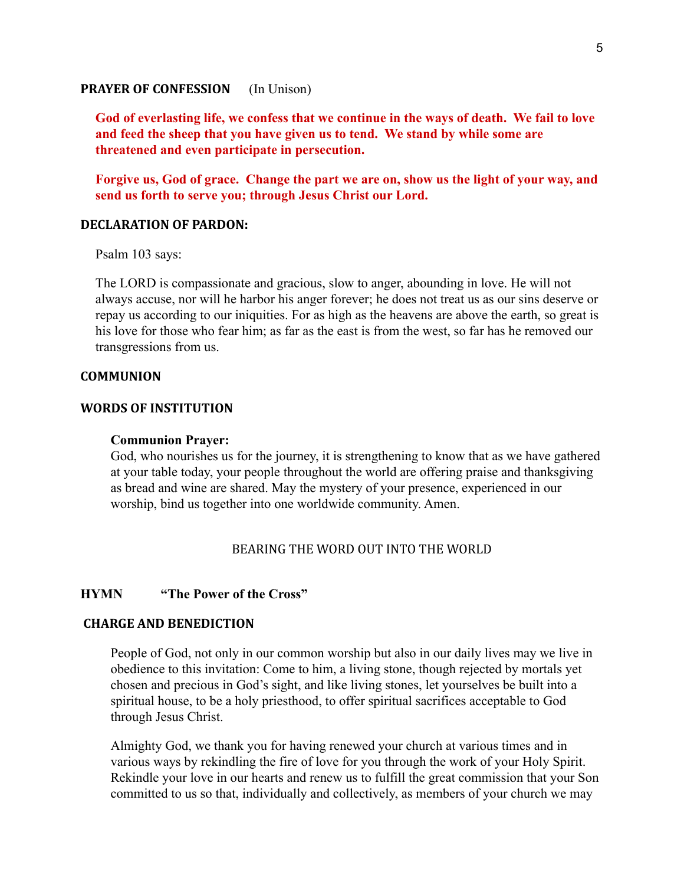**PRAYER OF CONFESSION** (In Unison)

**God of everlasting life, we confess that we continue in the ways of death. We fail to love and feed the sheep that you have given us to tend. We stand by while some are threatened and even participate in persecution.**

**Forgive us, God of grace. Change the part we are on, show us the light of your way, and send us forth to serve you; through Jesus Christ our Lord.**

**DECLARATION OF PARDON:**

Psalm 103 says:

The LORD is compassionate and gracious, slow to anger, abounding in love. He will not always accuse, nor will he harbor his anger forever; he does not treat us as our sins deserve or repay us according to our iniquities. For as high as the heavens are above the earth, so great is his love for those who fear him; as far as the east is from the west, so far has he removed our transgressions from us.

**COMMUNION**

**WORDS OF INSTITUTION**

**Communion Prayer:**
God, who nourishes us for the journey, it is strengthening to know that as we have gathered at your table today, your people throughout the world are offering praise and thanksgiving as bread and wine are shared. May the mystery of your presence, experienced in our worship, bind us together into one worldwide community. Amen.

BEARING THE WORD OUT INTO THE WORLD

**HYMN** **"The Power of the Cross"**

**CHARGE AND BENEDICTION**

People of God, not only in our common worship but also in our daily lives may we live in obedience to this invitation: Come to him, a living stone, though rejected by mortals yet chosen and precious in God's sight, and like living stones, let yourselves be built into a spiritual house, to be a holy priesthood, to offer spiritual sacrifices acceptable to God through Jesus Christ.

Almighty God, we thank you for having renewed your church at various times and in various ways by rekindling the fire of love for you through the work of your Holy Spirit. Rekindle your love in our hearts and renew us to fulfill the great commission that your Son committed to us so that, individually and collectively, as members of your church we may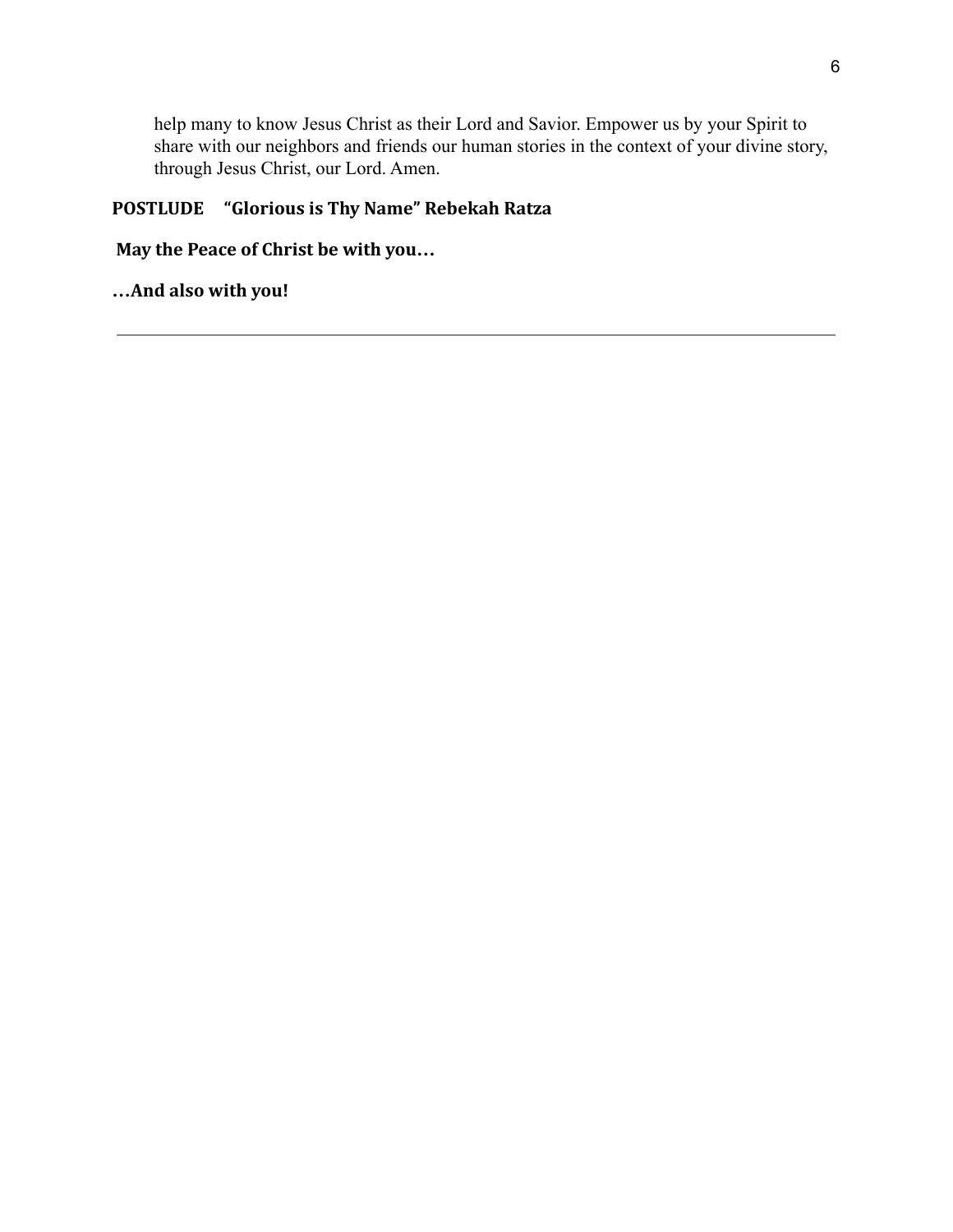help many to know Jesus Christ as their Lord and Savior. Empower us by your Spirit to share with our neighbors and friends our human stories in the context of your divine story, through Jesus Christ, our Lord. Amen.

**POSTLUDE “Glorious is Thy Name” Rebekah Ratza**

**May the Peace of Christ be with you…**

**…And also with you!**

---